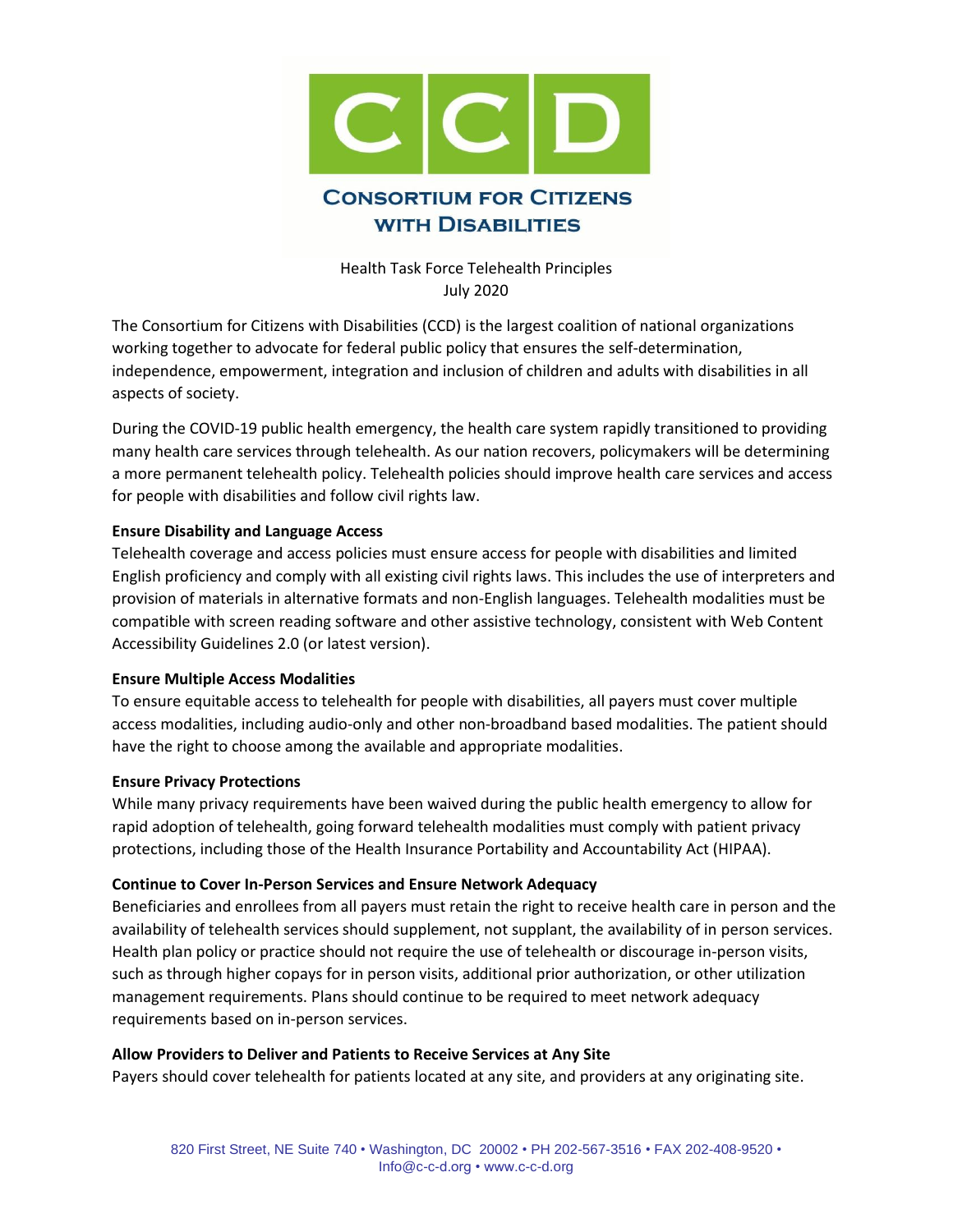# Consortium for Citizens with Disabilities

Health Task Force Telehealth Principles
July 2020

The Consortium for Citizens with Disabilities (CCD) is the largest coalition of national organizations working together to advocate for federal public policy that ensures the self-determination, independence, empowerment, integration and inclusion of children and adults with disabilities in all aspects of society.

During the COVID-19 public health emergency, the health care system rapidly transitioned to providing many health care services through telehealth. As our nation recovers, policymakers will be determining a more permanent telehealth policy. Telehealth policies should improve health care services and access for people with disabilities and follow civil rights law.

**Ensure Disability and Language Access**
Telehealth coverage and access policies must ensure access for people with disabilities and limited English proficiency and comply with all existing civil rights laws. This includes the use of interpreters and provision of materials in alternative formats and non-English languages. Telehealth modalities must be compatible with screen reading software and other assistive technology, consistent with Web Content Accessibility Guidelines 2.0 (or latest version).

**Ensure Multiple Access Modalities**
To ensure equitable access to telehealth for people with disabilities, all payers must cover multiple access modalities, including audio-only and other non-broadband based modalities. The patient should have the right to choose among the available and appropriate modalities.

**Ensure Privacy Protections**
While many privacy requirements have been waived during the public health emergency to allow for rapid adoption of telehealth, going forward telehealth modalities must comply with patient privacy protections, including those of the Health Insurance Portability and Accountability Act (HIPAA).

**Continue to Cover In-Person Services and Ensure Network Adequacy**
Beneficiaries and enrollees from all payers must retain the right to receive health care in person and the availability of telehealth services should supplement, not supplant, the availability of in person services. Health plan policy or practice should not require the use of telehealth or discourage in-person visits, such as through higher copays for in person visits, additional prior authorization, or other utilization management requirements. Plans should continue to be required to meet network adequacy requirements based on in-person services.

**Allow Providers to Deliver and Patients to Receive Services at Any Site**
Payers should cover telehealth for patients located at any site, and providers at any originating site.

820 First Street, NE Suite 740 • Washington, DC 20002 • PH 202-567-3516 • FAX 202-408-9520 • Info@c-c-d.org • www.c-c-d.org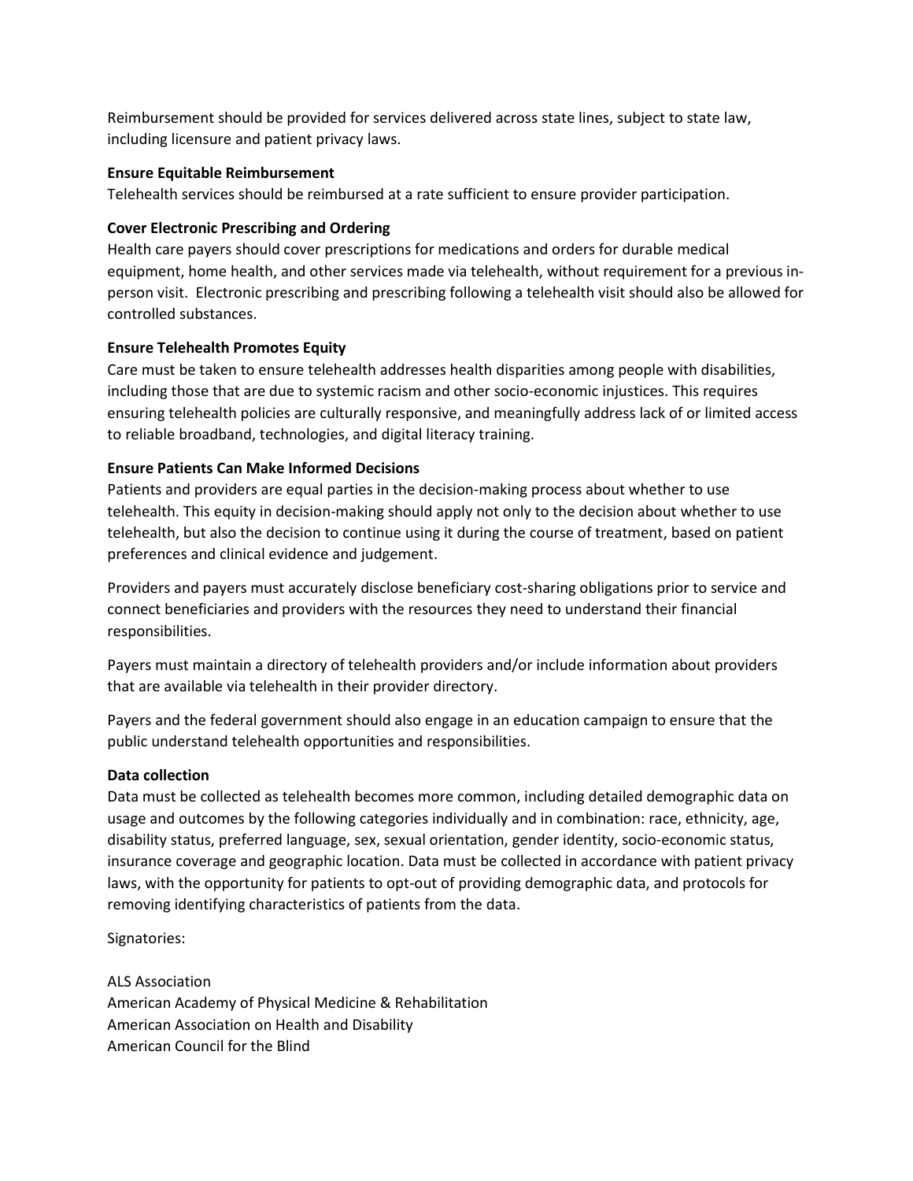Reimbursement should be provided for services delivered across state lines, subject to state law, including licensure and patient privacy laws.

**Ensure Equitable Reimbursement**

Telehealth services should be reimbursed at a rate sufficient to ensure provider participation.

**Cover Electronic Prescribing and Ordering**

Health care payers should cover prescriptions for medications and orders for durable medical equipment, home health, and other services made via telehealth, without requirement for a previous in-person visit. Electronic prescribing and prescribing following a telehealth visit should also be allowed for controlled substances.

**Ensure Telehealth Promotes Equity**

Care must be taken to ensure telehealth addresses health disparities among people with disabilities, including those that are due to systemic racism and other socio-economic injustices. This requires ensuring telehealth policies are culturally responsive, and meaningfully address lack of or limited access to reliable broadband, technologies, and digital literacy training.

**Ensure Patients Can Make Informed Decisions**

Patients and providers are equal parties in the decision-making process about whether to use telehealth. This equity in decision-making should apply not only to the decision about whether to use telehealth, but also the decision to continue using it during the course of treatment, based on patient preferences and clinical evidence and judgement.

Providers and payers must accurately disclose beneficiary cost-sharing obligations prior to service and connect beneficiaries and providers with the resources they need to understand their financial responsibilities.

Payers must maintain a directory of telehealth providers and/or include information about providers that are available via telehealth in their provider directory.

Payers and the federal government should also engage in an education campaign to ensure that the public understand telehealth opportunities and responsibilities.

**Data collection**

Data must be collected as telehealth becomes more common, including detailed demographic data on usage and outcomes by the following categories individually and in combination: race, ethnicity, age, disability status, preferred language, sex, sexual orientation, gender identity, socio-economic status, insurance coverage and geographic location. Data must be collected in accordance with patient privacy laws, with the opportunity for patients to opt-out of providing demographic data, and protocols for removing identifying characteristics of patients from the data.

Signatories:

ALS Association
American Academy of Physical Medicine & Rehabilitation
American Association on Health and Disability
American Council for the Blind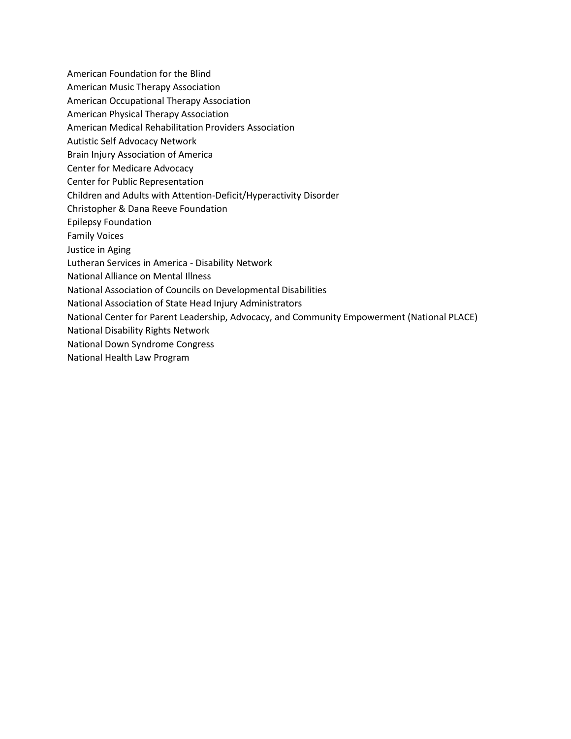American Foundation for the Blind
American Music Therapy Association
American Occupational Therapy Association
American Physical Therapy Association
American Medical Rehabilitation Providers Association
Autistic Self Advocacy Network
Brain Injury Association of America
Center for Medicare Advocacy
Center for Public Representation
Children and Adults with Attention-Deficit/Hyperactivity Disorder
Christopher & Dana Reeve Foundation
Epilepsy Foundation
Family Voices
Justice in Aging
Lutheran Services in America - Disability Network
National Alliance on Mental Illness
National Association of Councils on Developmental Disabilities
National Association of State Head Injury Administrators
National Center for Parent Leadership, Advocacy, and Community Empowerment (National PLACE)
National Disability Rights Network
National Down Syndrome Congress
National Health Law Program